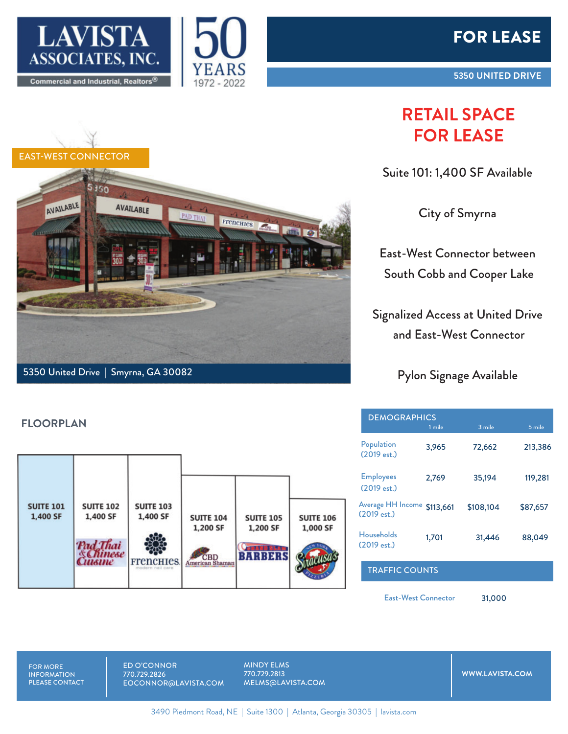LAVISTA ASSOCIATES, INC.

Commercial and Industrial, Realtors®

50 YEARS 1972 - 2022

# FOR LEASE

**5350 UNITED DRIVE**

EAST-WEST CONNECTOR

5350 United Drive | Smyrna, GA 30082

## RETAIL SPACE FOR LEASE

Suite 101: 1,400 SF Available

City of Smyrna

East-West Connector between South Cobb and Cooper Lake

Signalized Access at United Drive and East-West Connector

Pylon Signage Available

## FLOORPLAN

| SUITE 101 | SUITE 102 | SUITE 103 | SUITE 104 | SUITE 105 | SUITE 106 |
|---|---|---|---|---|---|
| 1,400 SF | 1,400 SF | 1,400 SF | 1,200 SF | 1,200 SF | 1,000 SF |
| | Pad Thai & Chinese Cuisine | Frenchies modern nail care | CBD American Shaman | BARBERS | New York Siracusa's Pizzeria |

## DEMOGRAPHICS

| | 1 mile | 3 mile | 5 mile |
|---|---|---|---|
| Population (2019 est.) | 3,965 | 72,662 | 213,386 |
| Employees (2019 est.) | 2,769 | 35,194 | 119,281 |
| Average HH Income (2019 est.) | $113,661 | $108,104 | $87,657 |
| Households (2019 est.) | 1,701 | 31,446 | 88,049 |

## TRAFFIC COUNTS

| | |
|---|---|
| East-West Connector | 31,000 |

FOR MORE INFORMATION PLEASE CONTACT

ED O'CONNOR
770.729.2826
EOCONNOR@LAVISTA.COM

MINDY ELMS
770.729.2813
MELMS@LAVISTA.COM

WWW.LAVISTA.COM

3490 Piedmont Road, NE | Suite 1300 | Atlanta, Georgia 30305 | lavista.com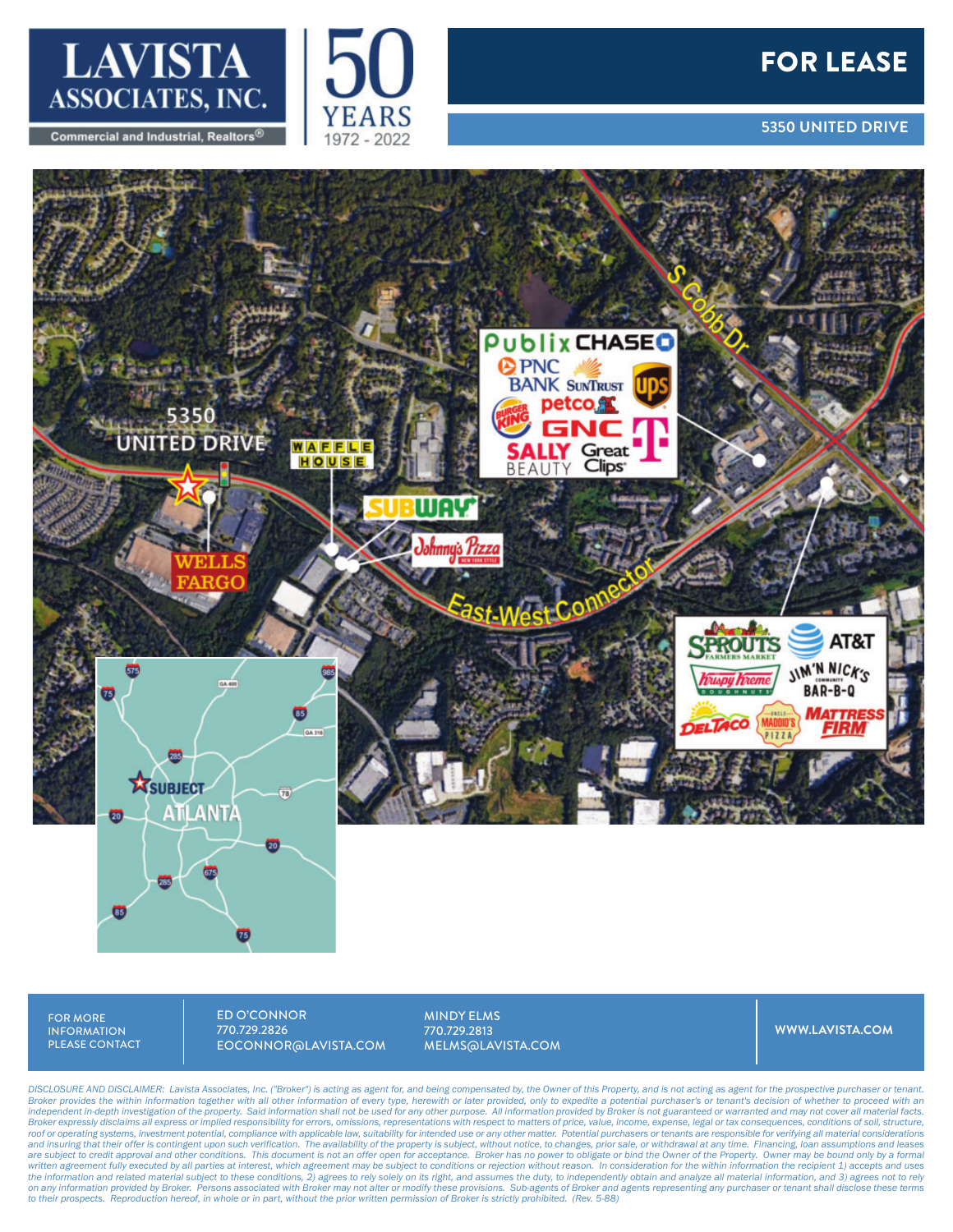# FOR LEASE

## 5350 UNITED DRIVE

LAVISTA ASSOCIATES, INC.
Commercial and Industrial, Realtors®

50 YEARS 1972 - 2022

5350 UNITED DRIVE

WAFFLE HOUSE

SUBWAY

Johnny's Pizza

WELLS FARGO

Publix CHASE PNC BANK SunTrust UPS Burger King petco GNC T-Mobile SALLY BEAUTY Great Clips

S Cobb Dr

East-West Connector

SPROUTS FARMERS MARKET AT&T Krispy Kreme JIM 'N NICK'S BAR-B-Q DEL TACO MADDIO'S PIZZA MATTRESS FIRM

SUBJECT

ATLANTA

575 75 GA 400 985 85 GA 316 285 78 20 20 675 285 85 75

FOR MORE INFORMATION PLEASE CONTACT

ED O'CONNOR
770.729.2826
EOCONNOR@LAVISTA.COM

MINDY ELMS
770.729.2813
MELMS@LAVISTA.COM

WWW.LAVISTA.COM

*DISCLOSURE AND DISCLAIMER: Lavista Associates, Inc. ("Broker") is acting as agent for, and being compensated by, the Owner of this Property, and is not acting as agent for the prospective purchaser or tenant. Broker provides the within information together with all other information of every type, herewith or later provided, only to expedite a potential purchaser's or tenant's decision of whether to proceed with an independent in-depth investigation of the property. Said information shall not be used for any other purpose. All information provided by Broker is not guaranteed or warranted and may not cover all material facts. Broker expressly disclaims all express or implied responsibility for errors, omissions, representations with respect to matters of price, value, income, expense, legal or tax consequences, conditions of soil, structure, roof or operating systems, investment potential, compliance with applicable law, suitability for intended use or any other matter. Potential purchasers or tenants are responsible for verifying all material considerations and insuring that their offer is contingent upon such verification. The availability of the property is subject, without notice, to changes, prior sale, or withdrawal at any time. Financing, loan assumptions and leases are subject to credit approval and other conditions. This document is not an offer open for acceptance. Broker has no power to obligate or bind the Owner of the Property. Owner may be bound only by a formal written agreement fully executed by all parties at interest, which agreement may be subject to conditions or rejection without reason. In consideration for the within information the recipient 1) accepts and uses the information and related material subject to these conditions, 2) agrees to rely solely on its right, and assumes the duty, to independently obtain and analyze all material information, and 3) agrees not to rely on any information provided by Broker. Persons associated with Broker may not alter or modify these provisions. Sub-agents of Broker and agents representing any purchaser or tenant shall disclose these terms to their prospects. Reproduction hereof, in whole or in part, without the prior written permission of Broker is strictly prohibited. (Rev. 5-88)*